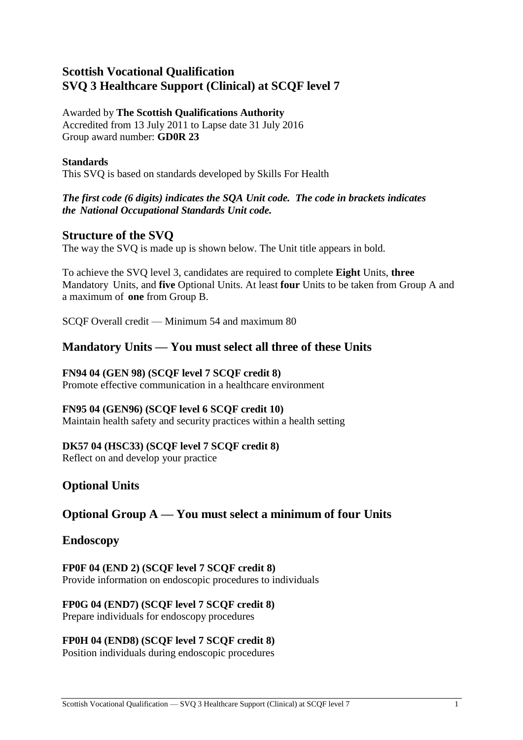# Scottish Vocational Qualification
# SVQ 3 Healthcare Support (Clinical) at SCQF level 7

Awarded by **The Scottish Qualifications Authority**
Accredited from 13 July 2011 to Lapse date 31 July 2016
Group award number: **GD0R 23**

**Standards**
This SVQ is based on standards developed by Skills For Health

***The first code (6 digits) indicates the SQA Unit code. The code in brackets indicates the National Occupational Standards Unit code.***

## Structure of the SVQ

The way the SVQ is made up is shown below. The Unit title appears in bold.

To achieve the SVQ level 3, candidates are required to complete **Eight** Units, **three** Mandatory Units, and **five** Optional Units. At least **four** Units to be taken from Group A and a maximum of **one** from Group B.

SCQF Overall credit — Minimum 54 and maximum 80

## Mandatory Units — You must select all three of these Units

**FN94 04 (GEN 98) (SCQF level 7 SCQF credit 8)**
Promote effective communication in a healthcare environment

**FN95 04 (GEN96) (SCQF level 6 SCQF credit 10)**
Maintain health safety and security practices within a health setting

**DK57 04 (HSC33) (SCQF level 7 SCQF credit 8)**
Reflect on and develop your practice

## Optional Units

## Optional Group A — You must select a minimum of four Units

## Endoscopy

**FP0F 04 (END 2) (SCQF level 7 SCQF credit 8)**
Provide information on endoscopic procedures to individuals

**FP0G 04 (END7) (SCQF level 7 SCQF credit 8)**
Prepare individuals for endoscopy procedures

**FP0H 04 (END8) (SCQF level 7 SCQF credit 8)**
Position individuals during endoscopic procedures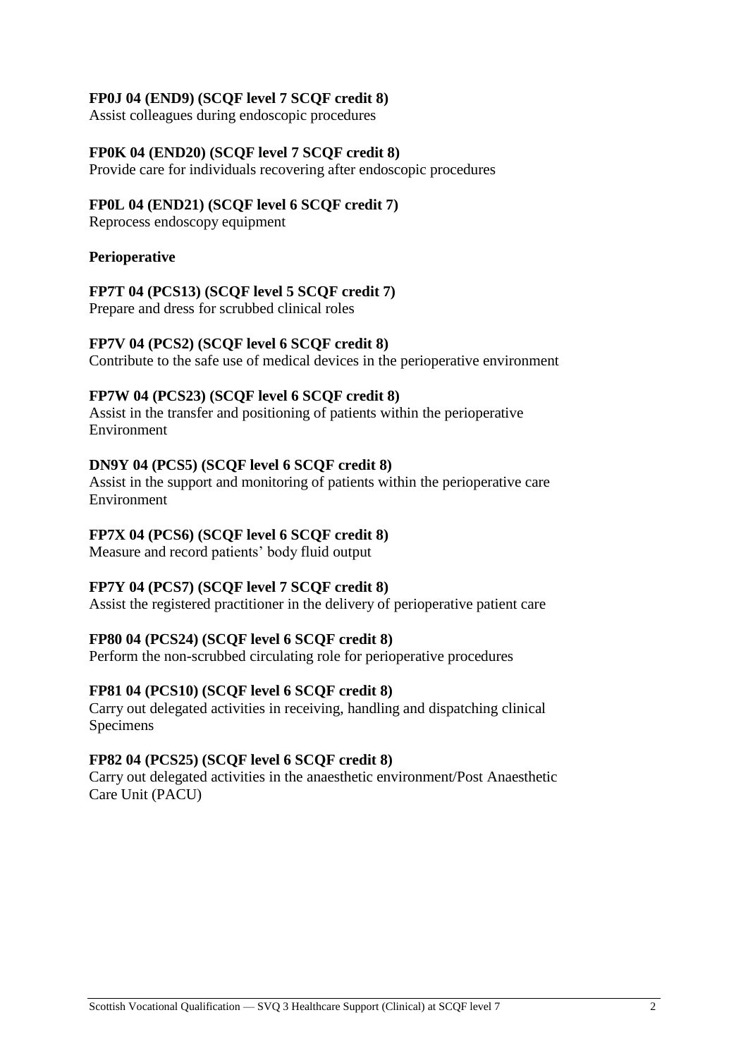**FP0J 04 (END9) (SCQF level 7 SCQF credit 8)**
Assist colleagues during endoscopic procedures

**FP0K 04 (END20) (SCQF level 7 SCQF credit 8)**
Provide care for individuals recovering after endoscopic procedures

**FP0L 04 (END21) (SCQF level 6 SCQF credit 7)**
Reprocess endoscopy equipment

**Perioperative**

**FP7T 04 (PCS13) (SCQF level 5 SCQF credit 7)**
Prepare and dress for scrubbed clinical roles

**FP7V 04 (PCS2) (SCQF level 6 SCQF credit 8)**
Contribute to the safe use of medical devices in the perioperative environment

**FP7W 04 (PCS23) (SCQF level 6 SCQF credit 8)**
Assist in the transfer and positioning of patients within the perioperative Environment

**DN9Y 04 (PCS5) (SCQF level 6 SCQF credit 8)**
Assist in the support and monitoring of patients within the perioperative care Environment

**FP7X 04 (PCS6) (SCQF level 6 SCQF credit 8)**
Measure and record patients' body fluid output

**FP7Y 04 (PCS7) (SCQF level 7 SCQF credit 8)**
Assist the registered practitioner in the delivery of perioperative patient care

**FP80 04 (PCS24) (SCQF level 6 SCQF credit 8)**
Perform the non-scrubbed circulating role for perioperative procedures

**FP81 04 (PCS10) (SCQF level 6 SCQF credit 8)**
Carry out delegated activities in receiving, handling and dispatching clinical Specimens

**FP82 04 (PCS25) (SCQF level 6 SCQF credit 8)**
Carry out delegated activities in the anaesthetic environment/Post Anaesthetic Care Unit (PACU)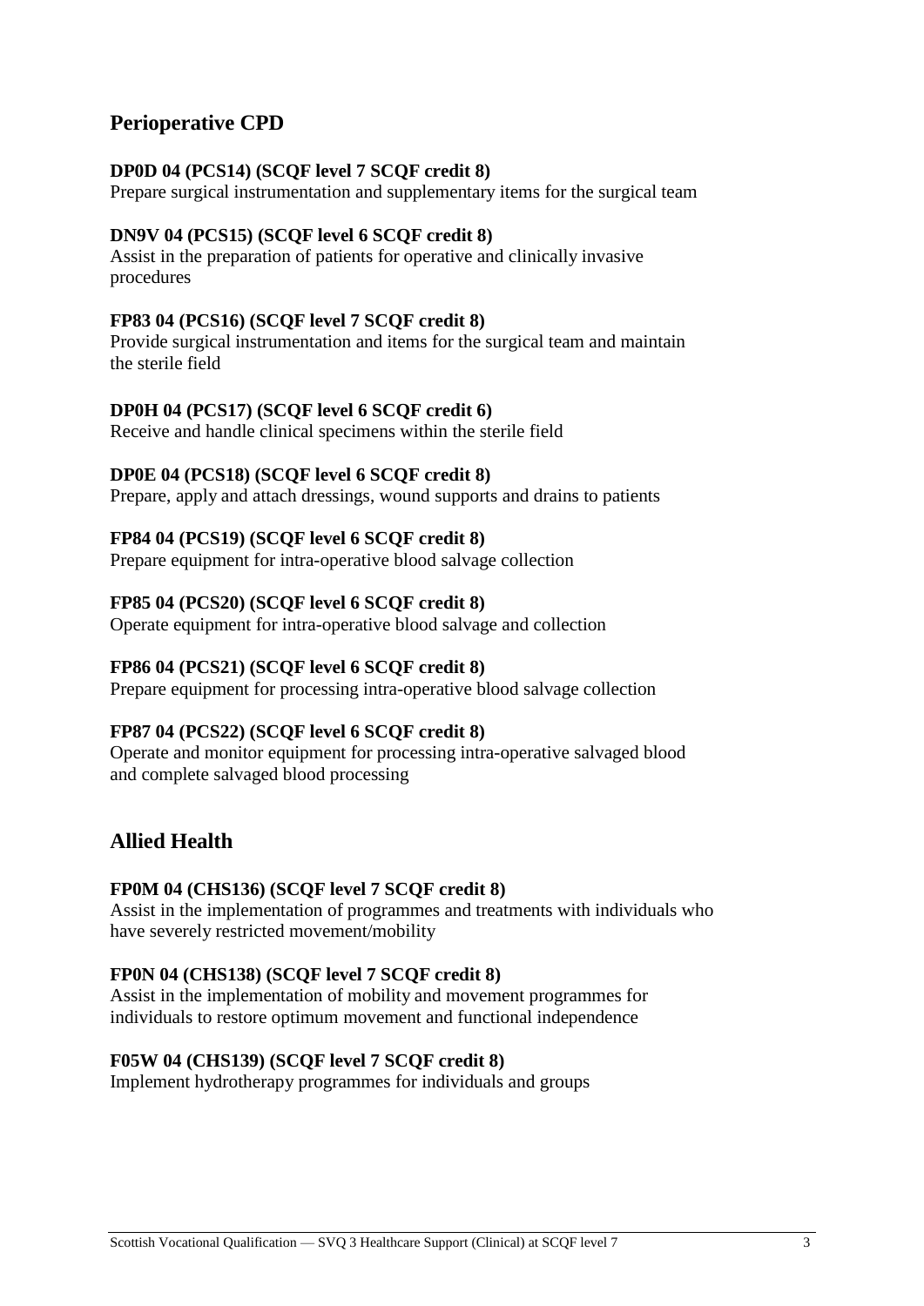## Perioperative CPD

**DP0D 04 (PCS14) (SCQF level 7 SCQF credit 8)**
Prepare surgical instrumentation and supplementary items for the surgical team

**DN9V 04 (PCS15) (SCQF level 6 SCQF credit 8)**
Assist in the preparation of patients for operative and clinically invasive procedures

**FP83 04 (PCS16) (SCQF level 7 SCQF credit 8)**
Provide surgical instrumentation and items for the surgical team and maintain the sterile field

**DP0H 04 (PCS17) (SCQF level 6 SCQF credit 6)**
Receive and handle clinical specimens within the sterile field

**DP0E 04 (PCS18) (SCQF level 6 SCQF credit 8)**
Prepare, apply and attach dressings, wound supports and drains to patients

**FP84 04 (PCS19) (SCQF level 6 SCQF credit 8)**
Prepare equipment for intra-operative blood salvage collection

**FP85 04 (PCS20) (SCQF level 6 SCQF credit 8)**
Operate equipment for intra-operative blood salvage and collection

**FP86 04 (PCS21) (SCQF level 6 SCQF credit 8)**
Prepare equipment for processing intra-operative blood salvage collection

**FP87 04 (PCS22) (SCQF level 6 SCQF credit 8)**
Operate and monitor equipment for processing intra-operative salvaged blood and complete salvaged blood processing

## Allied Health

**FP0M 04 (CHS136) (SCQF level 7 SCQF credit 8)**
Assist in the implementation of programmes and treatments with individuals who have severely restricted movement/mobility

**FP0N 04 (CHS138) (SCQF level 7 SCQF credit 8)**
Assist in the implementation of mobility and movement programmes for individuals to restore optimum movement and functional independence

**F05W 04 (CHS139) (SCQF level 7 SCQF credit 8)**
Implement hydrotherapy programmes for individuals and groups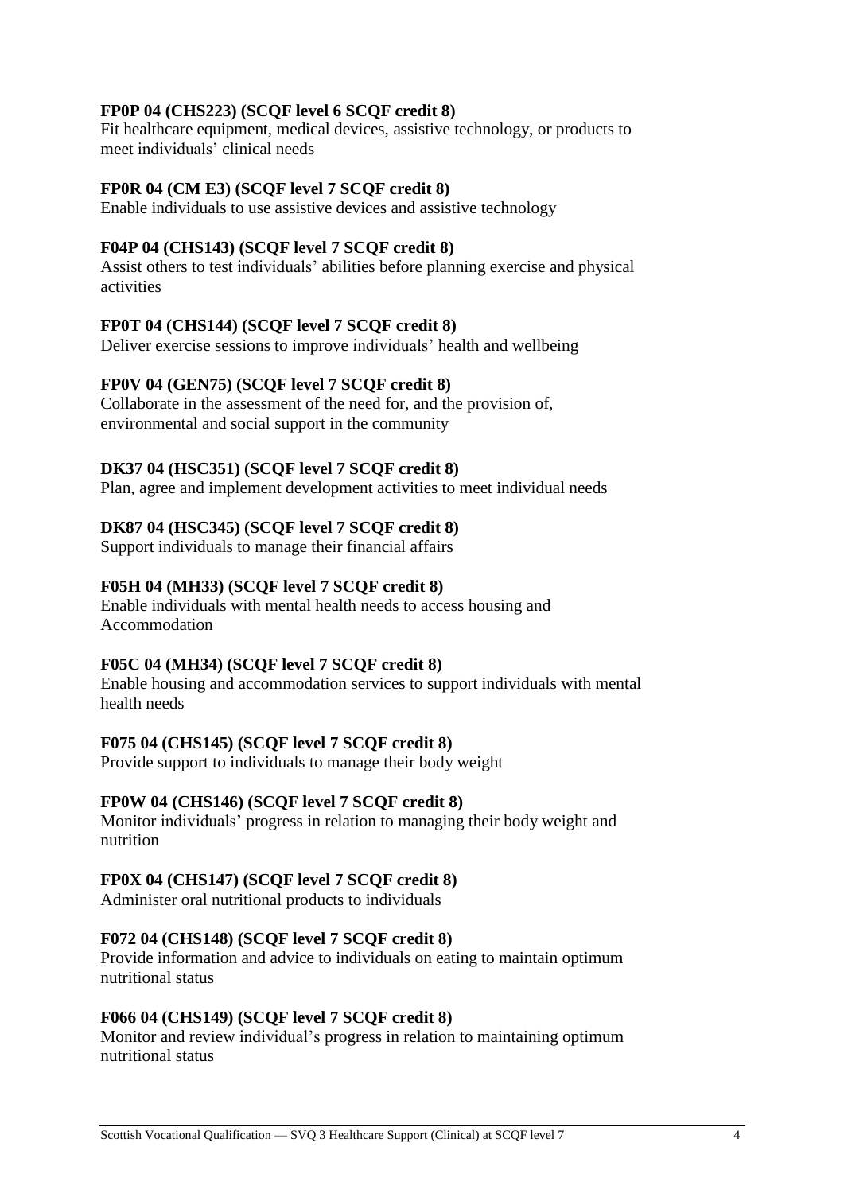**FP0P 04 (CHS223) (SCQF level 6 SCQF credit 8)**
Fit healthcare equipment, medical devices, assistive technology, or products to meet individuals' clinical needs

**FP0R 04 (CM E3) (SCQF level 7 SCQF credit 8)**
Enable individuals to use assistive devices and assistive technology

**F04P 04 (CHS143) (SCQF level 7 SCQF credit 8)**
Assist others to test individuals' abilities before planning exercise and physical activities

**FP0T 04 (CHS144) (SCQF level 7 SCQF credit 8)**
Deliver exercise sessions to improve individuals' health and wellbeing

**FP0V 04 (GEN75) (SCQF level 7 SCQF credit 8)**
Collaborate in the assessment of the need for, and the provision of, environmental and social support in the community

**DK37 04 (HSC351) (SCQF level 7 SCQF credit 8)**
Plan, agree and implement development activities to meet individual needs

**DK87 04 (HSC345) (SCQF level 7 SCQF credit 8)**
Support individuals to manage their financial affairs

**F05H 04 (MH33) (SCQF level 7 SCQF credit 8)**
Enable individuals with mental health needs to access housing and Accommodation

**F05C 04 (MH34) (SCQF level 7 SCQF credit 8)**
Enable housing and accommodation services to support individuals with mental health needs

**F075 04 (CHS145) (SCQF level 7 SCQF credit 8)**
Provide support to individuals to manage their body weight

**FP0W 04 (CHS146) (SCQF level 7 SCQF credit 8)**
Monitor individuals' progress in relation to managing their body weight and nutrition

**FP0X 04 (CHS147) (SCQF level 7 SCQF credit 8)**
Administer oral nutritional products to individuals

**F072 04 (CHS148) (SCQF level 7 SCQF credit 8)**
Provide information and advice to individuals on eating to maintain optimum nutritional status

**F066 04 (CHS149) (SCQF level 7 SCQF credit 8)**
Monitor and review individual's progress in relation to maintaining optimum nutritional status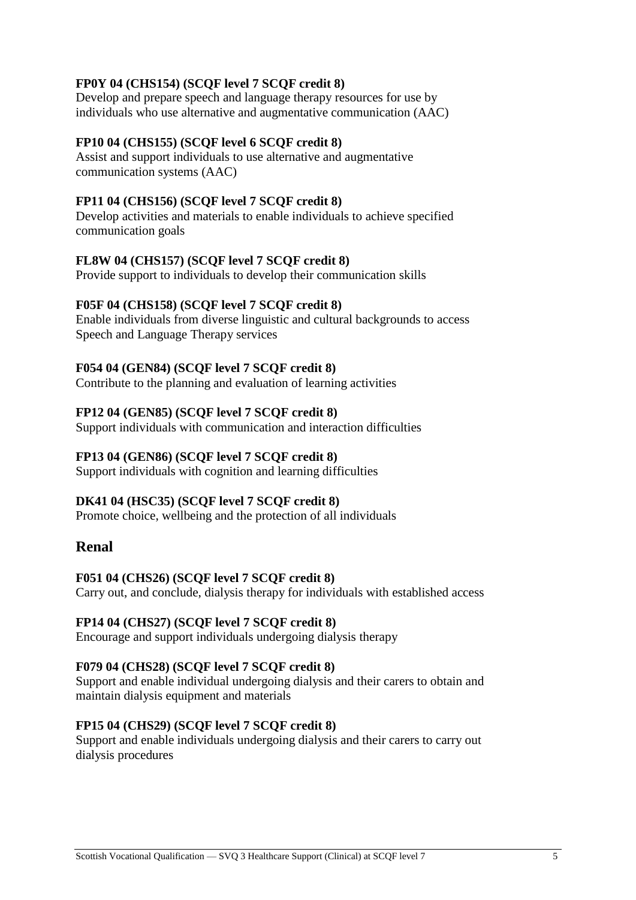**FP0Y 04 (CHS154) (SCQF level 7 SCQF credit 8)**
Develop and prepare speech and language therapy resources for use by individuals who use alternative and augmentative communication (AAC)

**FP10 04 (CHS155) (SCQF level 6 SCQF credit 8)**
Assist and support individuals to use alternative and augmentative communication systems (AAC)

**FP11 04 (CHS156) (SCQF level 7 SCQF credit 8)**
Develop activities and materials to enable individuals to achieve specified communication goals

**FL8W 04 (CHS157) (SCQF level 7 SCQF credit 8)**
Provide support to individuals to develop their communication skills

**F05F 04 (CHS158) (SCQF level 7 SCQF credit 8)**
Enable individuals from diverse linguistic and cultural backgrounds to access Speech and Language Therapy services

**F054 04 (GEN84) (SCQF level 7 SCQF credit 8)**
Contribute to the planning and evaluation of learning activities

**FP12 04 (GEN85) (SCQF level 7 SCQF credit 8)**
Support individuals with communication and interaction difficulties

**FP13 04 (GEN86) (SCQF level 7 SCQF credit 8)**
Support individuals with cognition and learning difficulties

**DK41 04 (HSC35) (SCQF level 7 SCQF credit 8)**
Promote choice, wellbeing and the protection of all individuals

## Renal

**F051 04 (CHS26) (SCQF level 7 SCQF credit 8)**
Carry out, and conclude, dialysis therapy for individuals with established access

**FP14 04 (CHS27) (SCQF level 7 SCQF credit 8)**
Encourage and support individuals undergoing dialysis therapy

**F079 04 (CHS28) (SCQF level 7 SCQF credit 8)**
Support and enable individual undergoing dialysis and their carers to obtain and maintain dialysis equipment and materials

**FP15 04 (CHS29) (SCQF level 7 SCQF credit 8)**
Support and enable individuals undergoing dialysis and their carers to carry out dialysis procedures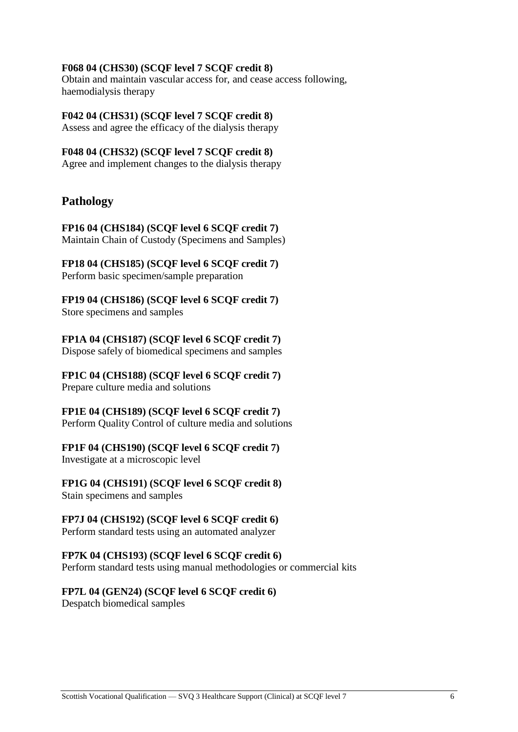**F068 04 (CHS30) (SCQF level 7 SCQF credit 8)**
Obtain and maintain vascular access for, and cease access following, haemodialysis therapy

**F042 04 (CHS31) (SCQF level 7 SCQF credit 8)**
Assess and agree the efficacy of the dialysis therapy

**F048 04 (CHS32) (SCQF level 7 SCQF credit 8)**
Agree and implement changes to the dialysis therapy

## Pathology

**FP16 04 (CHS184) (SCQF level 6 SCQF credit 7)**
Maintain Chain of Custody (Specimens and Samples)

**FP18 04 (CHS185) (SCQF level 6 SCQF credit 7)**
Perform basic specimen/sample preparation

**FP19 04 (CHS186) (SCQF level 6 SCQF credit 7)**
Store specimens and samples

**FP1A 04 (CHS187) (SCQF level 6 SCQF credit 7)**
Dispose safely of biomedical specimens and samples

**FP1C 04 (CHS188) (SCQF level 6 SCQF credit 7)**
Prepare culture media and solutions

**FP1E 04 (CHS189) (SCQF level 6 SCQF credit 7)**
Perform Quality Control of culture media and solutions

**FP1F 04 (CHS190) (SCQF level 6 SCQF credit 7)**
Investigate at a microscopic level

**FP1G 04 (CHS191) (SCQF level 6 SCQF credit 8)**
Stain specimens and samples

**FP7J 04 (CHS192) (SCQF level 6 SCQF credit 6)**
Perform standard tests using an automated analyzer

**FP7K 04 (CHS193) (SCQF level 6 SCQF credit 6)**
Perform standard tests using manual methodologies or commercial kits

**FP7L 04 (GEN24) (SCQF level 6 SCQF credit 6)**
Despatch biomedical samples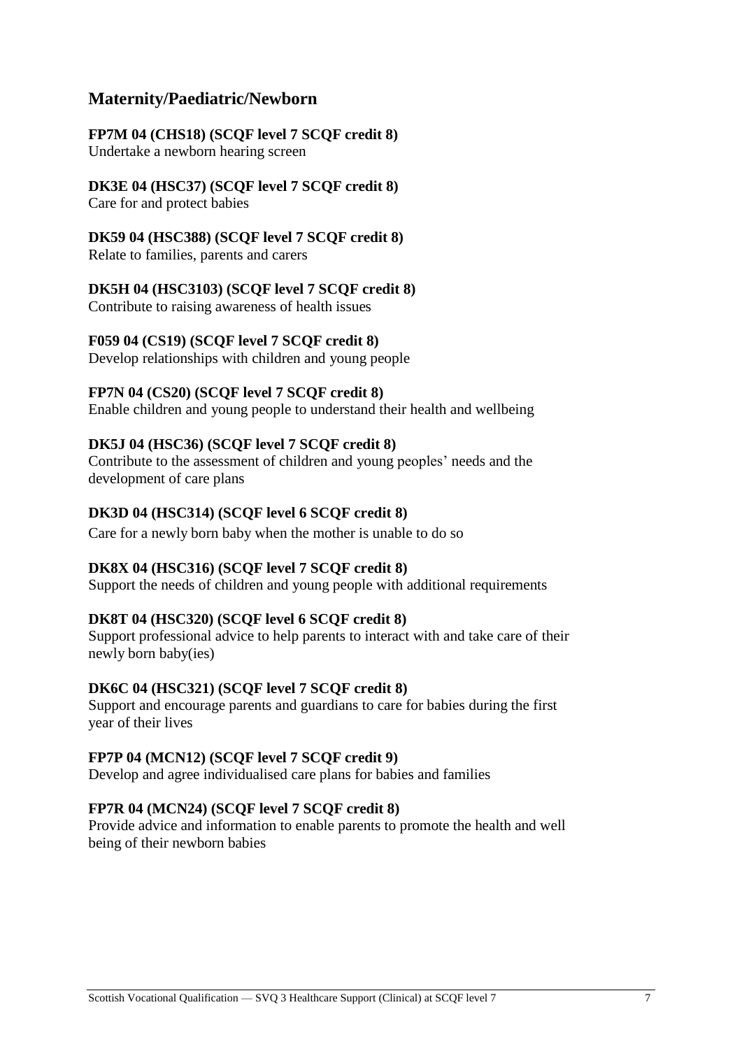## Maternity/Paediatric/Newborn

**FP7M 04 (CHS18) (SCQF level 7 SCQF credit 8)**
Undertake a newborn hearing screen

**DK3E 04 (HSC37) (SCQF level 7 SCQF credit 8)**
Care for and protect babies

**DK59 04 (HSC388) (SCQF level 7 SCQF credit 8)**
Relate to families, parents and carers

**DK5H 04 (HSC3103) (SCQF level 7 SCQF credit 8)**
Contribute to raising awareness of health issues

**F059 04 (CS19) (SCQF level 7 SCQF credit 8)**
Develop relationships with children and young people

**FP7N 04 (CS20) (SCQF level 7 SCQF credit 8)**
Enable children and young people to understand their health and wellbeing

**DK5J 04 (HSC36) (SCQF level 7 SCQF credit 8)**
Contribute to the assessment of children and young peoples' needs and the development of care plans

**DK3D 04 (HSC314) (SCQF level 6 SCQF credit 8)**
Care for a newly born baby when the mother is unable to do so

**DK8X 04 (HSC316) (SCQF level 7 SCQF credit 8)**
Support the needs of children and young people with additional requirements

**DK8T 04 (HSC320) (SCQF level 6 SCQF credit 8)**
Support professional advice to help parents to interact with and take care of their newly born baby(ies)

**DK6C 04 (HSC321) (SCQF level 7 SCQF credit 8)**
Support and encourage parents and guardians to care for babies during the first year of their lives

**FP7P 04 (MCN12) (SCQF level 7 SCQF credit 9)**
Develop and agree individualised care plans for babies and families

**FP7R 04 (MCN24) (SCQF level 7 SCQF credit 8)**
Provide advice and information to enable parents to promote the health and well being of their newborn babies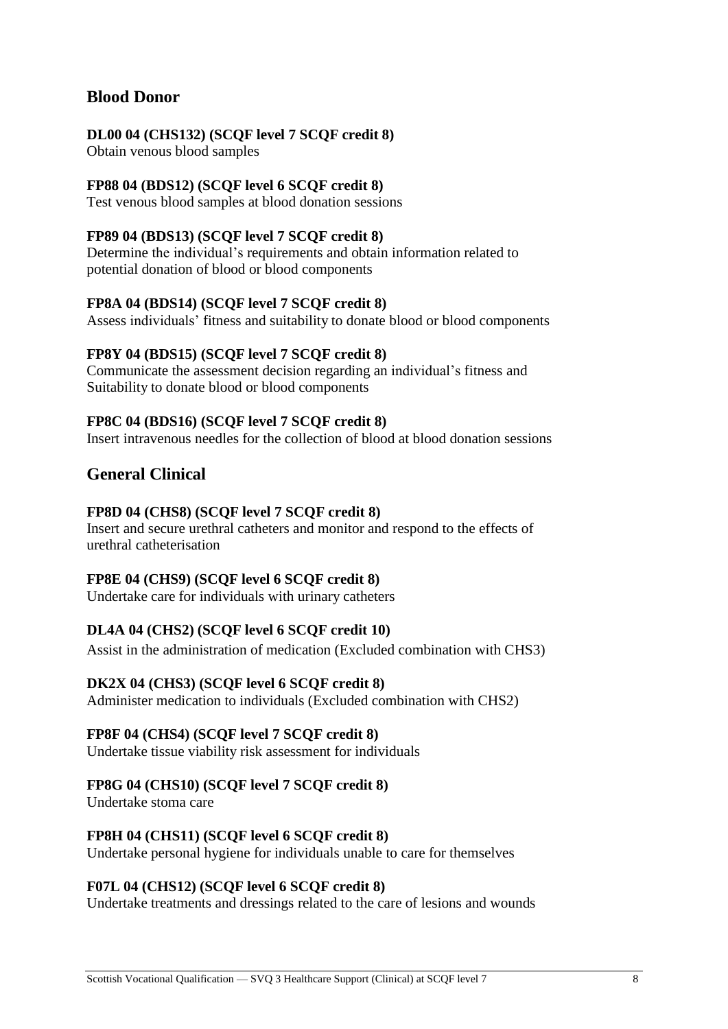## Blood Donor

**DL00 04 (CHS132) (SCQF level 7 SCQF credit 8)**
Obtain venous blood samples

**FP88 04 (BDS12) (SCQF level 6 SCQF credit 8)**
Test venous blood samples at blood donation sessions

**FP89 04 (BDS13) (SCQF level 7 SCQF credit 8)**
Determine the individual's requirements and obtain information related to potential donation of blood or blood components

**FP8A 04 (BDS14) (SCQF level 7 SCQF credit 8)**
Assess individuals' fitness and suitability to donate blood or blood components

**FP8Y 04 (BDS15) (SCQF level 7 SCQF credit 8)**
Communicate the assessment decision regarding an individual's fitness and Suitability to donate blood or blood components

**FP8C 04 (BDS16) (SCQF level 7 SCQF credit 8)**
Insert intravenous needles for the collection of blood at blood donation sessions

## General Clinical

**FP8D 04 (CHS8) (SCQF level 7 SCQF credit 8)**
Insert and secure urethral catheters and monitor and respond to the effects of urethral catheterisation

**FP8E 04 (CHS9) (SCQF level 6 SCQF credit 8)**
Undertake care for individuals with urinary catheters

**DL4A 04 (CHS2) (SCQF level 6 SCQF credit 10)**
Assist in the administration of medication (Excluded combination with CHS3)

**DK2X 04 (CHS3) (SCQF level 6 SCQF credit 8)**
Administer medication to individuals (Excluded combination with CHS2)

**FP8F 04 (CHS4) (SCQF level 7 SCQF credit 8)**
Undertake tissue viability risk assessment for individuals

**FP8G 04 (CHS10) (SCQF level 7 SCQF credit 8)**
Undertake stoma care

**FP8H 04 (CHS11) (SCQF level 6 SCQF credit 8)**
Undertake personal hygiene for individuals unable to care for themselves

**F07L 04 (CHS12) (SCQF level 6 SCQF credit 8)**
Undertake treatments and dressings related to the care of lesions and wounds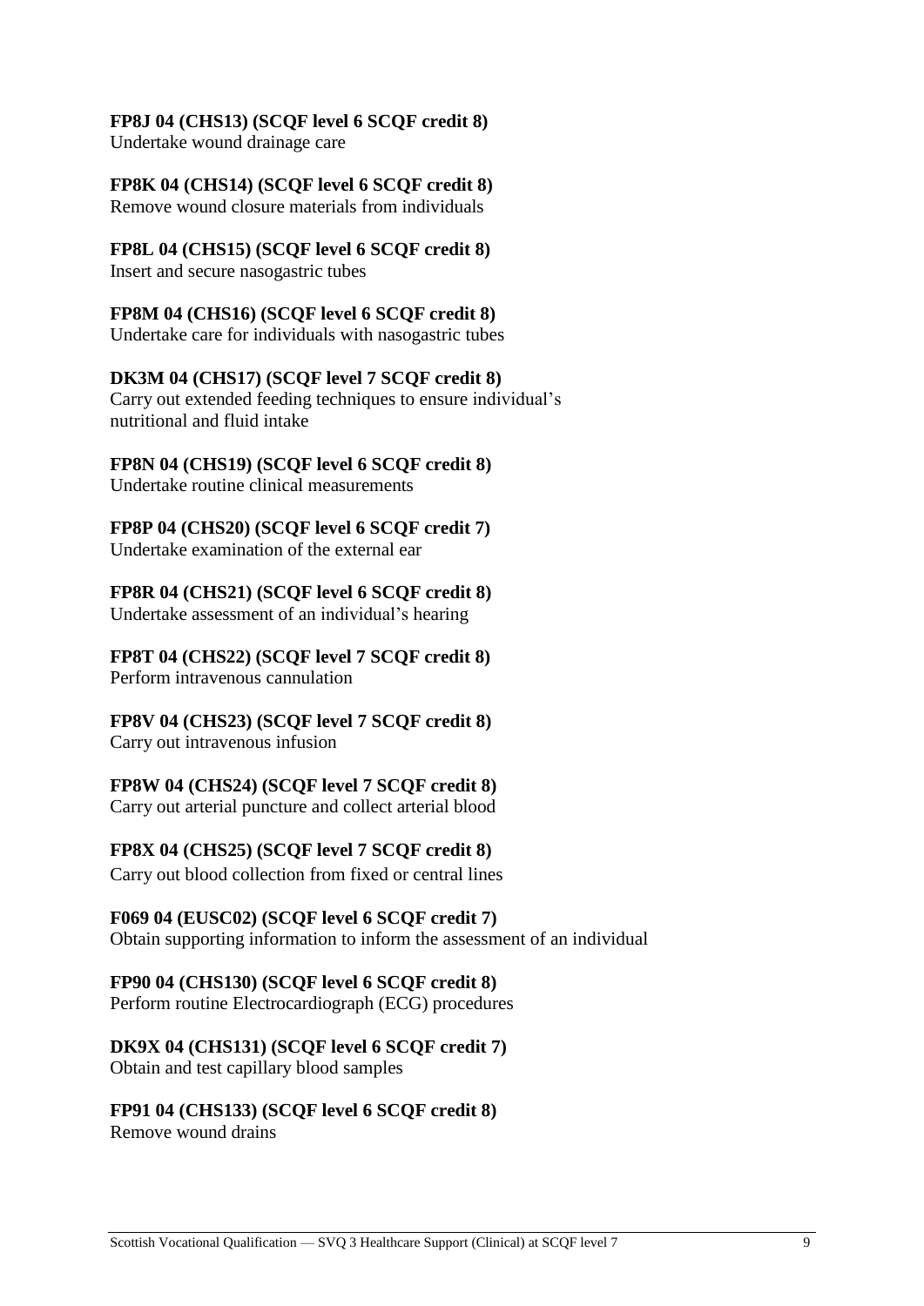**FP8J 04 (CHS13) (SCQF level 6 SCQF credit 8)**
Undertake wound drainage care

**FP8K 04 (CHS14) (SCQF level 6 SCQF credit 8)**
Remove wound closure materials from individuals

**FP8L 04 (CHS15) (SCQF level 6 SCQF credit 8)**
Insert and secure nasogastric tubes

**FP8M 04 (CHS16) (SCQF level 6 SCQF credit 8)**
Undertake care for individuals with nasogastric tubes

**DK3M 04 (CHS17) (SCQF level 7 SCQF credit 8)**
Carry out extended feeding techniques to ensure individual's nutritional and fluid intake

**FP8N 04 (CHS19) (SCQF level 6 SCQF credit 8)**
Undertake routine clinical measurements

**FP8P 04 (CHS20) (SCQF level 6 SCQF credit 7)**
Undertake examination of the external ear

**FP8R 04 (CHS21) (SCQF level 6 SCQF credit 8)**
Undertake assessment of an individual's hearing

**FP8T 04 (CHS22) (SCQF level 7 SCQF credit 8)**
Perform intravenous cannulation

**FP8V 04 (CHS23) (SCQF level 7 SCQF credit 8)**
Carry out intravenous infusion

**FP8W 04 (CHS24) (SCQF level 7 SCQF credit 8)**
Carry out arterial puncture and collect arterial blood

**FP8X 04 (CHS25) (SCQF level 7 SCQF credit 8)**
Carry out blood collection from fixed or central lines

**F069 04 (EUSC02) (SCQF level 6 SCQF credit 7)**
Obtain supporting information to inform the assessment of an individual

**FP90 04 (CHS130) (SCQF level 6 SCQF credit 8)**
Perform routine Electrocardiograph (ECG) procedures

**DK9X 04 (CHS131) (SCQF level 6 SCQF credit 7)**
Obtain and test capillary blood samples

**FP91 04 (CHS133) (SCQF level 6 SCQF credit 8)**
Remove wound drains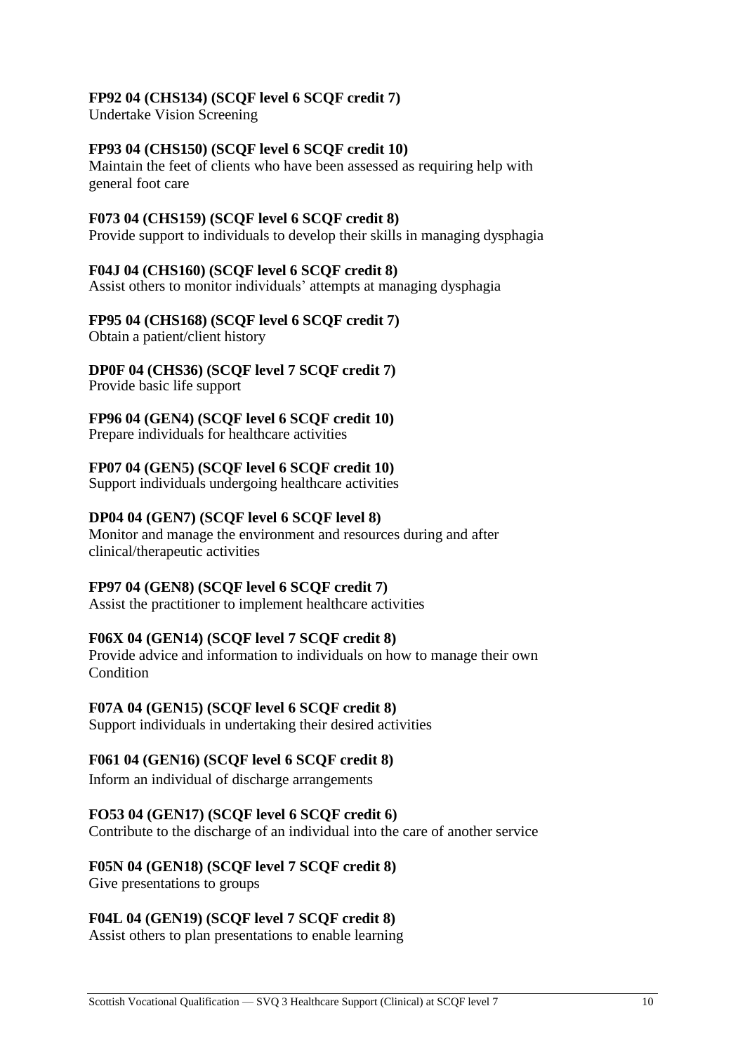**FP92 04 (CHS134) (SCQF level 6 SCQF credit 7)**
Undertake Vision Screening

**FP93 04 (CHS150) (SCQF level 6 SCQF credit 10)**
Maintain the feet of clients who have been assessed as requiring help with general foot care

**F073 04 (CHS159) (SCQF level 6 SCQF credit 8)**
Provide support to individuals to develop their skills in managing dysphagia

**F04J 04 (CHS160) (SCQF level 6 SCQF credit 8)**
Assist others to monitor individuals' attempts at managing dysphagia

**FP95 04 (CHS168) (SCQF level 6 SCQF credit 7)**
Obtain a patient/client history

**DP0F 04 (CHS36) (SCQF level 7 SCQF credit 7)**
Provide basic life support

**FP96 04 (GEN4) (SCQF level 6 SCQF credit 10)**
Prepare individuals for healthcare activities

**FP07 04 (GEN5) (SCQF level 6 SCQF credit 10)**
Support individuals undergoing healthcare activities

**DP04 04 (GEN7) (SCQF level 6 SCQF level 8)**
Monitor and manage the environment and resources during and after clinical/therapeutic activities

**FP97 04 (GEN8) (SCQF level 6 SCQF credit 7)**
Assist the practitioner to implement healthcare activities

**F06X 04 (GEN14) (SCQF level 7 SCQF credit 8)**
Provide advice and information to individuals on how to manage their own Condition

**F07A 04 (GEN15) (SCQF level 6 SCQF credit 8)**
Support individuals in undertaking their desired activities

**F061 04 (GEN16) (SCQF level 6 SCQF credit 8)**
Inform an individual of discharge arrangements

**FO53 04 (GEN17) (SCQF level 6 SCQF credit 6)**
Contribute to the discharge of an individual into the care of another service

**F05N 04 (GEN18) (SCQF level 7 SCQF credit 8)**
Give presentations to groups

**F04L 04 (GEN19) (SCQF level 7 SCQF credit 8)**
Assist others to plan presentations to enable learning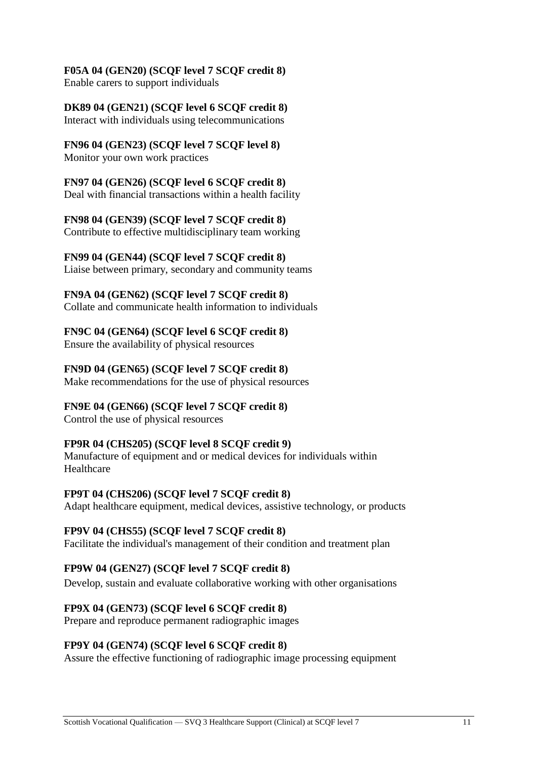**F05A 04 (GEN20) (SCQF level 7 SCQF credit 8)**
Enable carers to support individuals

**DK89 04 (GEN21) (SCQF level 6 SCQF credit 8)**
Interact with individuals using telecommunications

**FN96 04 (GEN23) (SCQF level 7 SCQF level 8)**
Monitor your own work practices

**FN97 04 (GEN26) (SCQF level 6 SCQF credit 8)**
Deal with financial transactions within a health facility

**FN98 04 (GEN39) (SCQF level 7 SCQF credit 8)**
Contribute to effective multidisciplinary team working

**FN99 04 (GEN44) (SCQF level 7 SCQF credit 8)**
Liaise between primary, secondary and community teams

**FN9A 04 (GEN62) (SCQF level 7 SCQF credit 8)**
Collate and communicate health information to individuals

**FN9C 04 (GEN64) (SCQF level 6 SCQF credit 8)**
Ensure the availability of physical resources

**FN9D 04 (GEN65) (SCQF level 7 SCQF credit 8)**
Make recommendations for the use of physical resources

**FN9E 04 (GEN66) (SCQF level 7 SCQF credit 8)**
Control the use of physical resources

**FP9R 04 (CHS205) (SCQF level 8 SCQF credit 9)**
Manufacture of equipment and or medical devices for individuals within Healthcare

**FP9T 04 (CHS206) (SCQF level 7 SCQF credit 8)**
Adapt healthcare equipment, medical devices, assistive technology, or products

**FP9V 04 (CHS55) (SCQF level 7 SCQF credit 8)**
Facilitate the individual's management of their condition and treatment plan

**FP9W 04 (GEN27) (SCQF level 7 SCQF credit 8)**
Develop, sustain and evaluate collaborative working with other organisations

**FP9X 04 (GEN73) (SCQF level 6 SCQF credit 8)**
Prepare and reproduce permanent radiographic images

**FP9Y 04 (GEN74) (SCQF level 6 SCQF credit 8)**
Assure the effective functioning of radiographic image processing equipment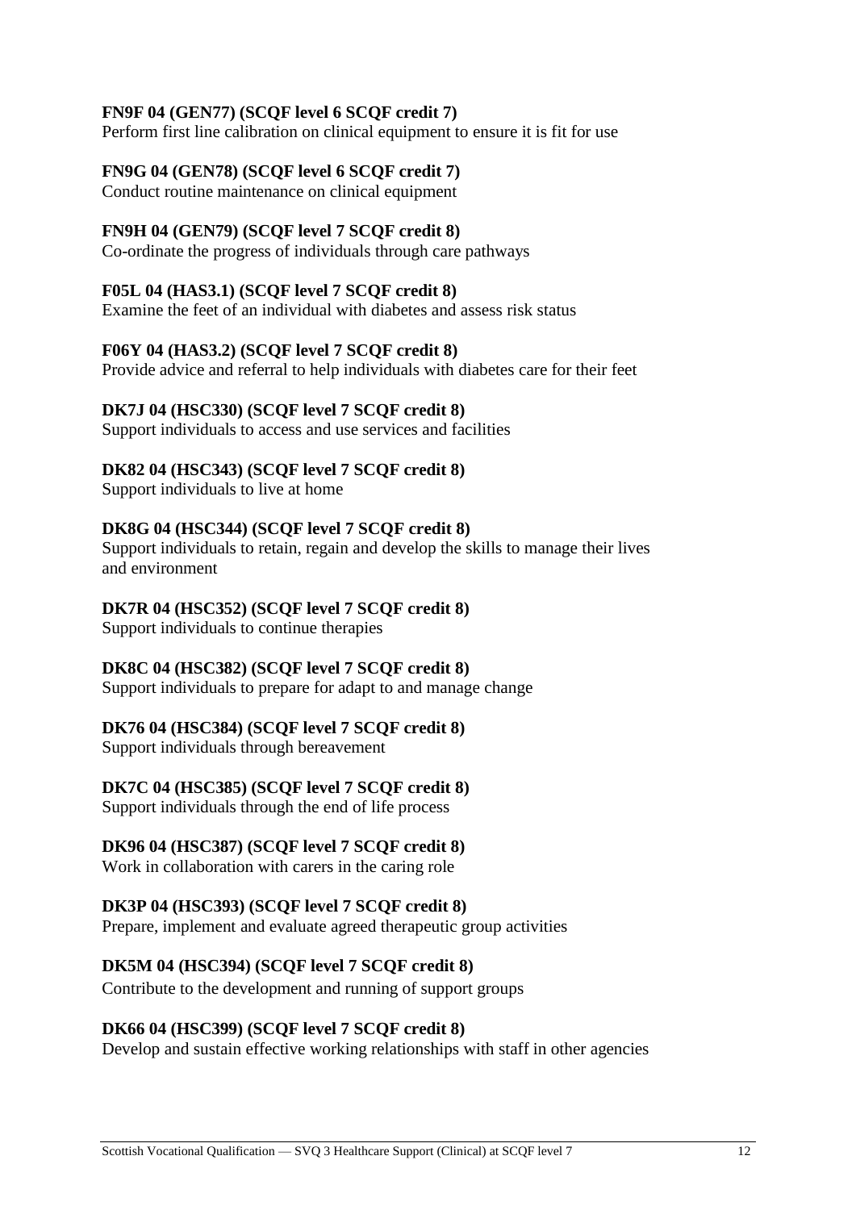**FN9F 04 (GEN77) (SCQF level 6 SCQF credit 7)**
Perform first line calibration on clinical equipment to ensure it is fit for use

**FN9G 04 (GEN78) (SCQF level 6 SCQF credit 7)**
Conduct routine maintenance on clinical equipment

**FN9H 04 (GEN79) (SCQF level 7 SCQF credit 8)**
Co-ordinate the progress of individuals through care pathways

**F05L 04 (HAS3.1) (SCQF level 7 SCQF credit 8)**
Examine the feet of an individual with diabetes and assess risk status

**F06Y 04 (HAS3.2) (SCQF level 7 SCQF credit 8)**
Provide advice and referral to help individuals with diabetes care for their feet

**DK7J 04 (HSC330) (SCQF level 7 SCQF credit 8)**
Support individuals to access and use services and facilities

**DK82 04 (HSC343) (SCQF level 7 SCQF credit 8)**
Support individuals to live at home

**DK8G 04 (HSC344) (SCQF level 7 SCQF credit 8)**
Support individuals to retain, regain and develop the skills to manage their lives and environment

**DK7R 04 (HSC352) (SCQF level 7 SCQF credit 8)**
Support individuals to continue therapies

**DK8C 04 (HSC382) (SCQF level 7 SCQF credit 8)**
Support individuals to prepare for adapt to and manage change

**DK76 04 (HSC384) (SCQF level 7 SCQF credit 8)**
Support individuals through bereavement

**DK7C 04 (HSC385) (SCQF level 7 SCQF credit 8)**
Support individuals through the end of life process

**DK96 04 (HSC387) (SCQF level 7 SCQF credit 8)**
Work in collaboration with carers in the caring role

**DK3P 04 (HSC393) (SCQF level 7 SCQF credit 8)**
Prepare, implement and evaluate agreed therapeutic group activities

**DK5M 04 (HSC394) (SCQF level 7 SCQF credit 8)**
Contribute to the development and running of support groups

**DK66 04 (HSC399) (SCQF level 7 SCQF credit 8)**
Develop and sustain effective working relationships with staff in other agencies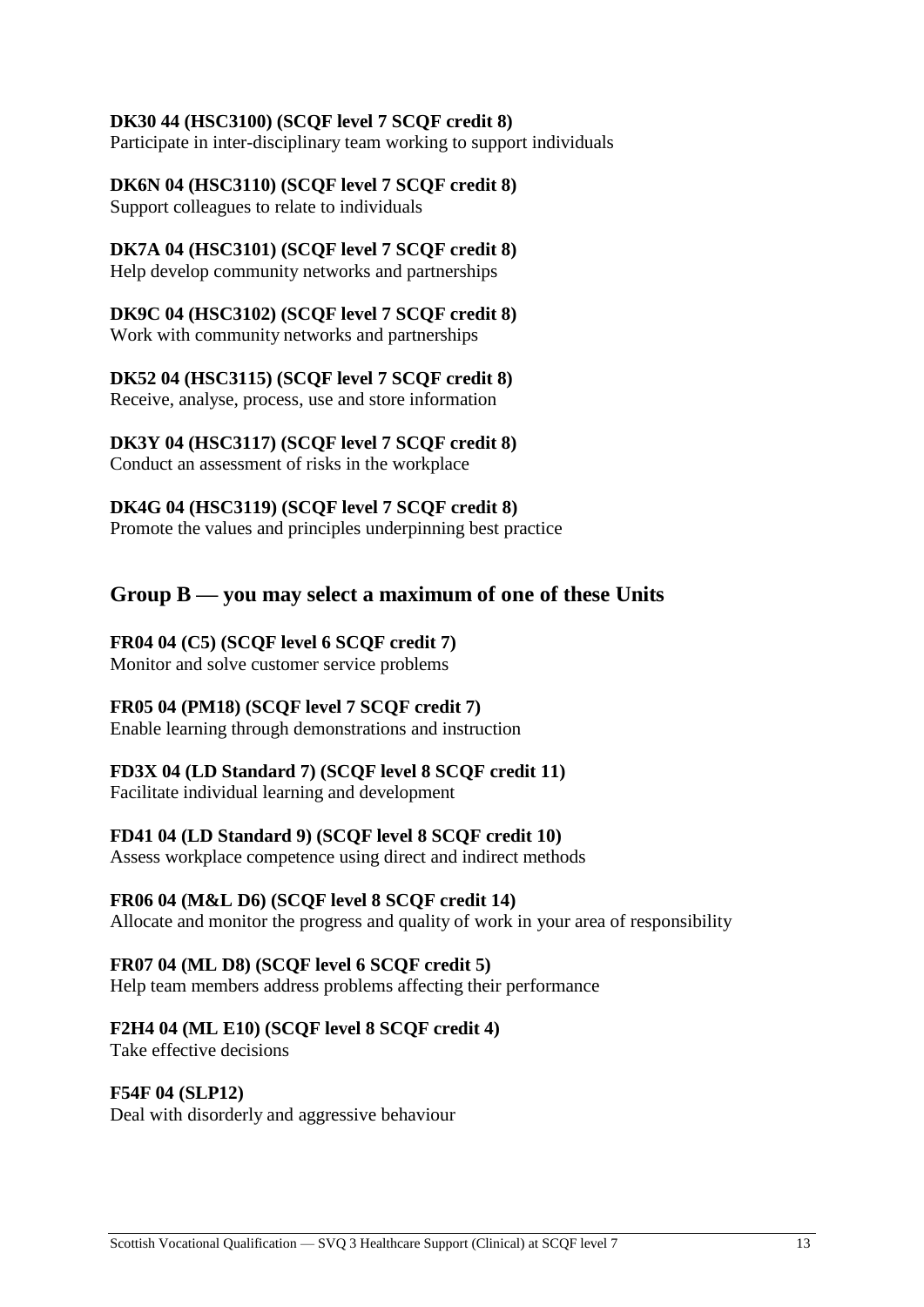**DK30 44 (HSC3100) (SCQF level 7 SCQF credit 8)**
Participate in inter-disciplinary team working to support individuals

**DK6N 04 (HSC3110) (SCQF level 7 SCQF credit 8)**
Support colleagues to relate to individuals

**DK7A 04 (HSC3101) (SCQF level 7 SCQF credit 8)**
Help develop community networks and partnerships

**DK9C 04 (HSC3102) (SCQF level 7 SCQF credit 8)**
Work with community networks and partnerships

**DK52 04 (HSC3115) (SCQF level 7 SCQF credit 8)**
Receive, analyse, process, use and store information

**DK3Y 04 (HSC3117) (SCQF level 7 SCQF credit 8)**
Conduct an assessment of risks in the workplace

**DK4G 04 (HSC3119) (SCQF level 7 SCQF credit 8)**
Promote the values and principles underpinning best practice

## Group B — you may select a maximum of one of these Units

**FR04 04 (C5) (SCQF level 6 SCQF credit 7)**
Monitor and solve customer service problems

**FR05 04 (PM18) (SCQF level 7 SCQF credit 7)**
Enable learning through demonstrations and instruction

**FD3X 04 (LD Standard 7) (SCQF level 8 SCQF credit 11)**
Facilitate individual learning and development

**FD41 04 (LD Standard 9) (SCQF level 8 SCQF credit 10)**
Assess workplace competence using direct and indirect methods

**FR06 04 (M&L D6) (SCQF level 8 SCQF credit 14)**
Allocate and monitor the progress and quality of work in your area of responsibility

**FR07 04 (ML D8) (SCQF level 6 SCQF credit 5)**
Help team members address problems affecting their performance

**F2H4 04 (ML E10) (SCQF level 8 SCQF credit 4)**
Take effective decisions

**F54F 04 (SLP12)**
Deal with disorderly and aggressive behaviour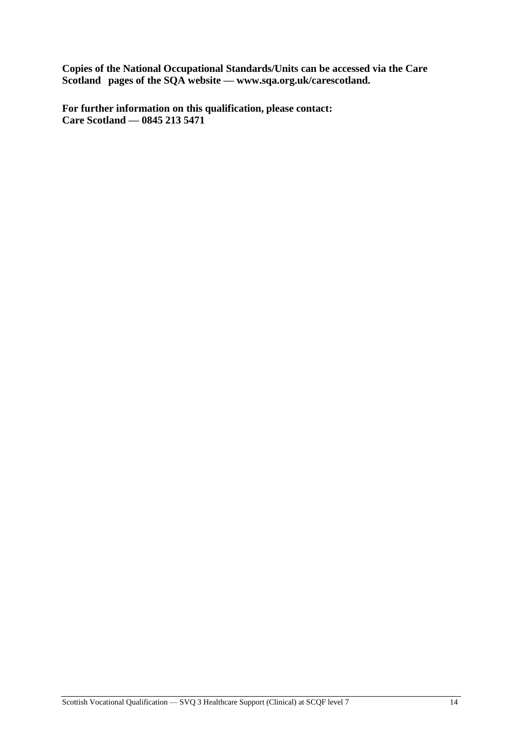**Copies of the National Occupational Standards/Units can be accessed via the Care Scotland pages of the SQA website — www.sqa.org.uk/carescotland.**

**For further information on this qualification, please contact:**
**Care Scotland — 0845 213 5471**